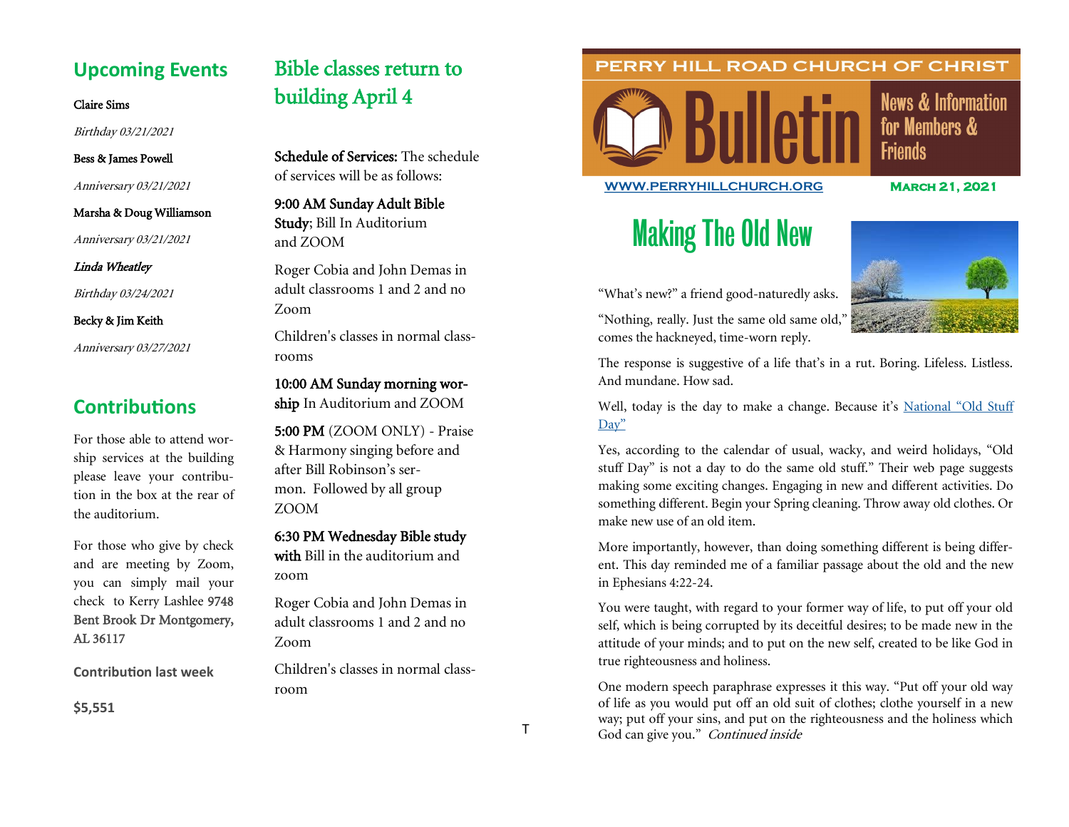## Upcoming Events

Claire Sims

*Birthday 03/21/2021*

Bess & James Powell

*Anniversary 03/21/2021*

Marsha & Doug Williamson

*Anniversary 03/21/2021*

*Linda Wheatley*

*Birthday 03/24/2021*

Becky & Jim Keith

*Anniversary 03/27/2021*

## Contributions

For those able to attend worship services at the building please leave your contribution in the box at the rear of the auditorium.

For those who give by check and are meeting by Zoom, you can simply mail your check to Kerry Lashlee **9748 Bent Brook Dr Montgomery, AL 36117**

**Contribution last week**

**$5,551**

## Bible classes return to building April 4

**Schedule of Services:** The schedule of services will be as follows:

**9:00 AM Sunday Adult Bible Study**; Bill In Auditorium and ZOOM

Roger Cobia and John Demas in adult classrooms 1 and 2 and no Zoom

Children's classes in normal classrooms

**10:00 AM Sunday morning worship** In Auditorium and ZOOM

**5:00 PM** (ZOOM ONLY) - Praise & Harmony singing before and after Bill Robinson's sermon. Followed by all group ZOOM

**6:30 PM Wednesday Bible study with** Bill in the auditorium and zoom

Roger Cobia and John Demas in adult classrooms 1 and 2 and no Zoom

Children's classes in normal classroom

T

# PERRY HILL ROAD CHURCH OF CHRIST

# Bulletin

News & Information for Members & Friends

WWW.PERRYHILLCHURCH.ORG

**March 21, 2021**

## Making The Old New

"What's new?" a friend good-naturedly asks.

"Nothing, really. Just the same old same old," comes the hackneyed, time-worn reply.

The response is suggestive of a life that's in a rut. Boring. Lifeless. Listless. And mundane. How sad.

Well, today is the day to make a change. Because it's National "Old Stuff Day"

Yes, according to the calendar of usual, wacky, and weird holidays, "Old stuff Day" is not a day to do the same old stuff." Their web page suggests making some exciting changes. Engaging in new and different activities. Do something different. Begin your Spring cleaning. Throw away old clothes. Or make new use of an old item.

More importantly, however, than doing something different is being different. This day reminded me of a familiar passage about the old and the new in Ephesians 4:22-24.

You were taught, with regard to your former way of life, to put off your old self, which is being corrupted by its deceitful desires; to be made new in the attitude of your minds; and to put on the new self, created to be like God in true righteousness and holiness.

One modern speech paraphrase expresses it this way. "Put off your old way of life as you would put off an old suit of clothes; clothe yourself in a new way; put off your sins, and put on the righteousness and the holiness which God can give you." *Continued inside*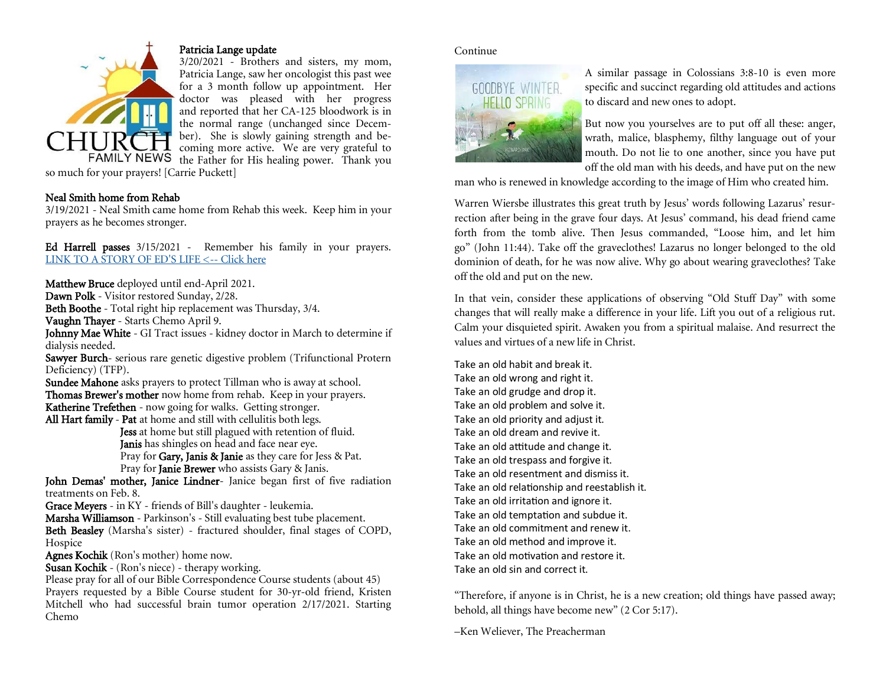## Patricia Lange update

3/20/2021 - Brothers and sisters, my mom, Patricia Lange, saw her oncologist this past wee for a 3 month follow up appointment. Her doctor was pleased with her progress and reported that her CA-125 bloodwork is in the normal range (unchanged since December). She is slowly gaining strength and becoming more active. We are very grateful to the Father for His healing power. Thank you so much for your prayers! [Carrie Puckett]

## Neal Smith home from Rehab

3/19/2021 - Neal Smith came home from Rehab this week. Keep him in your prayers as he becomes stronger.

**Ed Harrell passes** 3/15/2021 - Remember his family in your prayers. [LINK TO A STORY OF ED'S LIFE <-- Click here]

**Matthew Bruce** deployed until end-April 2021.
**Dawn Polk** - Visitor restored Sunday, 2/28.
**Beth Boothe** - Total right hip replacement was Thursday, 3/4.
**Vaughn Thayer** - Starts Chemo April 9.
**Johnny Mae White** - GI Tract issues - kidney doctor in March to determine if dialysis needed.
**Sawyer Burch**- serious rare genetic digestive problem (Trifunctional Protern Deficiency) (TFP).
**Sundee Mahone** asks prayers to protect Tillman who is away at school.
**Thomas Brewer's mother** now home from rehab. Keep in your prayers.
**Katherine Trefethen** - now going for walks. Getting stronger.
**All Hart family** - **Pat** at home and still with cellulitis both legs.
**Jess** at home but still plagued with retention of fluid.
**Janis** has shingles on head and face near eye.
Pray for **Gary, Janis & Janie** as they care for Jess & Pat.
Pray for **Janie Brewer** who assists Gary & Janis.
**John Demas' mother, Janice Lindner**- Janice began first of five radiation treatments on Feb. 8.
**Grace Meyers** - in KY - friends of Bill's daughter - leukemia.
**Marsha Williamson** - Parkinson's - Still evaluating best tube placement.
**Beth Beasley** (Marsha's sister) - fractured shoulder, final stages of COPD, Hospice
**Agnes Kochik** (Ron's mother) home now.
**Susan Kochik** - (Ron's niece) - therapy working.
Please pray for all of our Bible Correspondence Course students (about 45)
Prayers requested by a Bible Course student for 30-yr-old friend, Kristen Mitchell who had successful brain tumor operation 2/17/2021. Starting Chemo

Continue

A similar passage in Colossians 3:8-10 is even more specific and succinct regarding old attitudes and actions to discard and new ones to adopt.

But now you yourselves are to put off all these: anger, wrath, malice, blasphemy, filthy language out of your mouth. Do not lie to one another, since you have put off the old man with his deeds, and have put on the new man who is renewed in knowledge according to the image of Him who created him.

Warren Wiersbe illustrates this great truth by Jesus' words following Lazarus' resurrection after being in the grave four days. At Jesus' command, his dead friend came forth from the tomb alive. Then Jesus commanded, "Loose him, and let him go" (John 11:44). Take off the graveclothes! Lazarus no longer belonged to the old dominion of death, for he was now alive. Why go about wearing graveclothes? Take off the old and put on the new.

In that vein, consider these applications of observing "Old Stuff Day" with some changes that will really make a difference in your life. Lift you out of a religious rut. Calm your disquieted spirit. Awaken you from a spiritual malaise. And resurrect the values and virtues of a new life in Christ.

Take an old habit and break it.
Take an old wrong and right it.
Take an old grudge and drop it.
Take an old problem and solve it.
Take an old priority and adjust it.
Take an old dream and revive it.
Take an old attitude and change it.
Take an old trespass and forgive it.
Take an old resentment and dismiss it.
Take an old relationship and reestablish it.
Take an old irritation and ignore it.
Take an old temptation and subdue it.
Take an old commitment and renew it.
Take an old method and improve it.
Take an old motivation and restore it.
Take an old sin and correct it.

"Therefore, if anyone is in Christ, he is a new creation; old things have passed away; behold, all things have become new" (2 Cor 5:17).

–Ken Weliever, The Preacherman